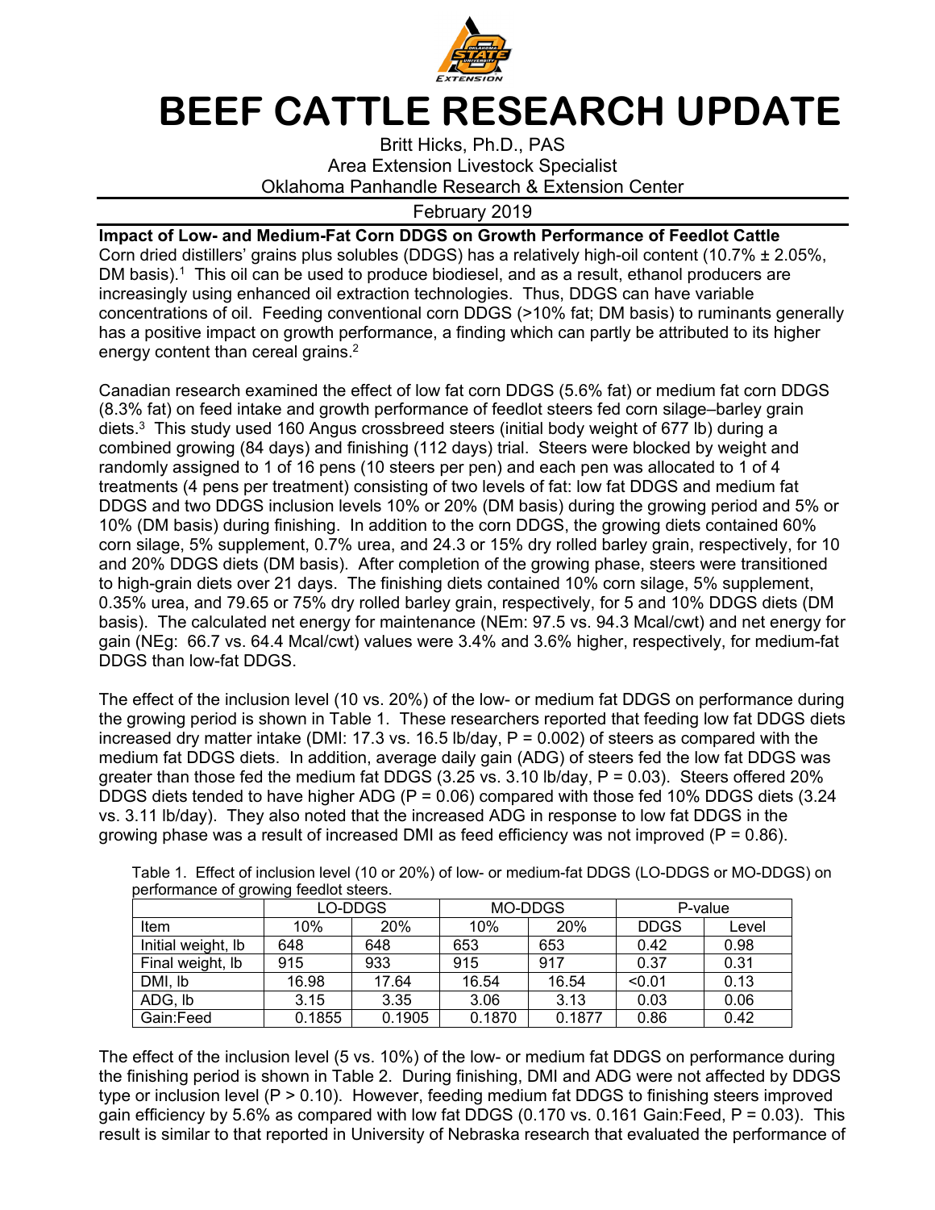# BEEF CATTLE RESEARCH UPDATE

Britt Hicks, Ph.D., PAS
Area Extension Livestock Specialist
Oklahoma Panhandle Research & Extension Center

February 2019

**Impact of Low- and Medium-Fat Corn DDGS on Growth Performance of Feedlot Cattle**

Corn dried distillers' grains plus solubles (DDGS) has a relatively high-oil content (10.7% ± 2.05%, DM basis).[1] This oil can be used to produce biodiesel, and as a result, ethanol producers are increasingly using enhanced oil extraction technologies. Thus, DDGS can have variable concentrations of oil. Feeding conventional corn DDGS (>10% fat; DM basis) to ruminants generally has a positive impact on growth performance, a finding which can partly be attributed to its higher energy content than cereal grains.[2]

Canadian research examined the effect of low fat corn DDGS (5.6% fat) or medium fat corn DDGS (8.3% fat) on feed intake and growth performance of feedlot steers fed corn silage–barley grain diets.[3] This study used 160 Angus crossbreed steers (initial body weight of 677 lb) during a combined growing (84 days) and finishing (112 days) trial. Steers were blocked by weight and randomly assigned to 1 of 16 pens (10 steers per pen) and each pen was allocated to 1 of 4 treatments (4 pens per treatment) consisting of two levels of fat: low fat DDGS and medium fat DDGS and two DDGS inclusion levels 10% or 20% (DM basis) during the growing period and 5% or 10% (DM basis) during finishing. In addition to the corn DDGS, the growing diets contained 60% corn silage, 5% supplement, 0.7% urea, and 24.3 or 15% dry rolled barley grain, respectively, for 10 and 20% DDGS diets (DM basis). After completion of the growing phase, steers were transitioned to high-grain diets over 21 days. The finishing diets contained 10% corn silage, 5% supplement, 0.35% urea, and 79.65 or 75% dry rolled barley grain, respectively, for 5 and 10% DDGS diets (DM basis). The calculated net energy for maintenance (NEm: 97.5 vs. 94.3 Mcal/cwt) and net energy for gain (NEg: 66.7 vs. 64.4 Mcal/cwt) values were 3.4% and 3.6% higher, respectively, for medium-fat DDGS than low-fat DDGS.

The effect of the inclusion level (10 vs. 20%) of the low- or medium fat DDGS on performance during the growing period is shown in Table 1. These researchers reported that feeding low fat DDGS diets increased dry matter intake (DMI: 17.3 vs. 16.5 lb/day, $P = 0.002$) of steers as compared with the medium fat DDGS diets. In addition, average daily gain (ADG) of steers fed the low fat DDGS was greater than those fed the medium fat DDGS (3.25 vs. 3.10 lb/day, $P = 0.03$). Steers offered 20% DDGS diets tended to have higher ADG ($P = 0.06$) compared with those fed 10% DDGS diets (3.24 vs. 3.11 lb/day). They also noted that the increased ADG in response to low fat DDGS in the growing phase was a result of increased DMI as feed efficiency was not improved ($P = 0.86$).

Table 1. Effect of inclusion level (10 or 20%) of low- or medium-fat DDGS (LO-DDGS or MO-DDGS) on performance of growing feedlot steers.

| | LO-DDGS | | MO-DDGS | | P-value | |
|---|---|---|---|---|---|---|
| Item | 10% | 20% | 10% | 20% | DDGS | Level |
| Initial weight, lb | 648 | 648 | 653 | 653 | 0.42 | 0.98 |
| Final weight, lb | 915 | 933 | 915 | 917 | 0.37 | 0.31 |
| DMI, lb | 16.98 | 17.64 | 16.54 | 16.54 | <0.01 | 0.13 |
| ADG, lb | 3.15 | 3.35 | 3.06 | 3.13 | 0.03 | 0.06 |
| Gain:Feed | 0.1855 | 0.1905 | 0.1870 | 0.1877 | 0.86 | 0.42 |

The effect of the inclusion level (5 vs. 10%) of the low- or medium fat DDGS on performance during the finishing period is shown in Table 2. During finishing, DMI and ADG were not affected by DDGS type or inclusion level ($P > 0.10$). However, feeding medium fat DDGS to finishing steers improved gain efficiency by 5.6% as compared with low fat DDGS (0.170 vs. 0.161 Gain:Feed, $P = 0.03$). This result is similar to that reported in University of Nebraska research that evaluated the performance of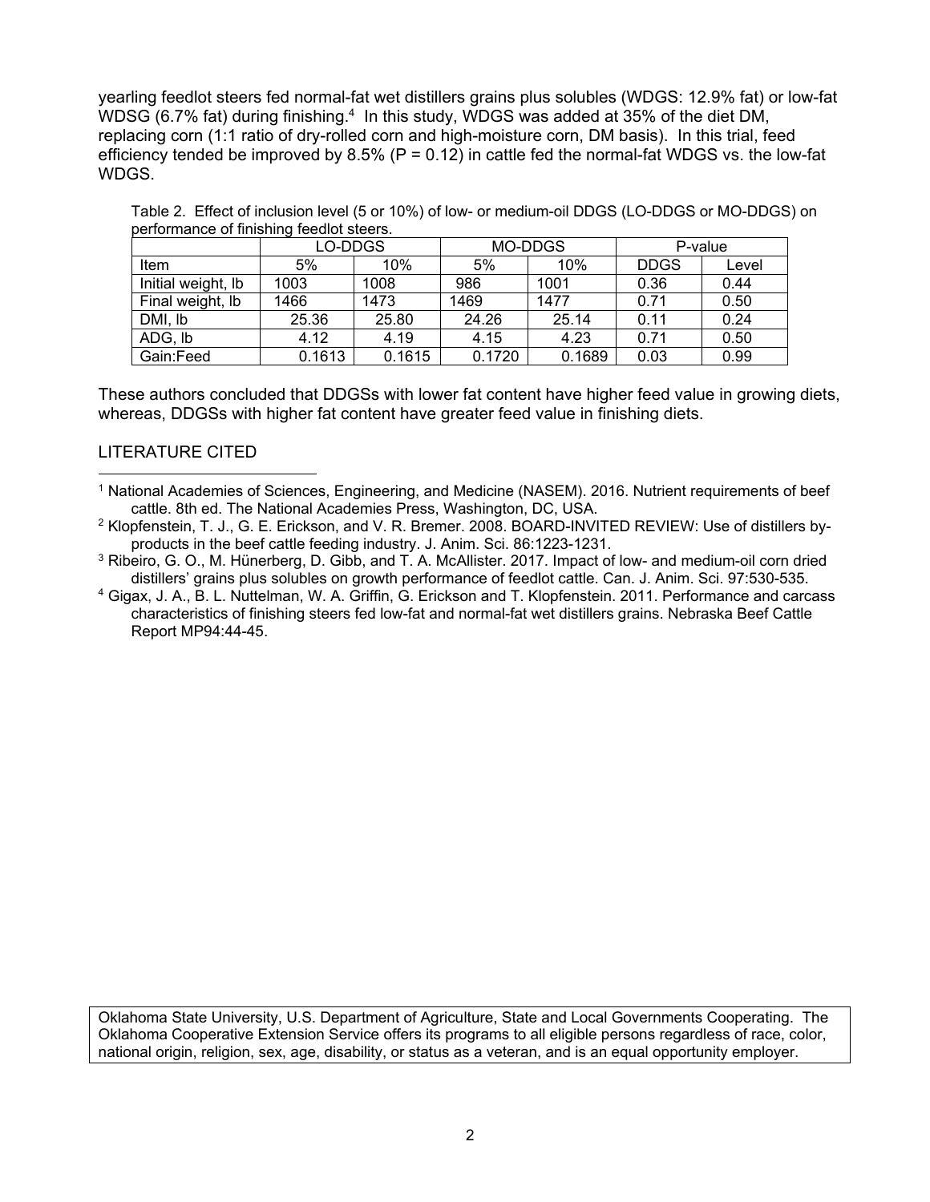yearling feedlot steers fed normal-fat wet distillers grains plus solubles (WDGS: 12.9% fat) or low-fat WDSG (6.7% fat) during finishing.[4] In this study, WDGS was added at 35% of the diet DM, replacing corn (1:1 ratio of dry-rolled corn and high-moisture corn, DM basis). In this trial, feed efficiency tended be improved by 8.5% ($P = 0.12$) in cattle fed the normal-fat WDGS vs. the low-fat WDGS.

Table 2. Effect of inclusion level (5 or 10%) of low- or medium-oil DDGS (LO-DDGS or MO-DDGS) on performance of finishing feedlot steers.

| | LO-DDGS | | MO-DDGS | | P-value | |
|---|---|---|---|---|---|---|
| Item | 5% | 10% | 5% | 10% | DDGS | Level |
| Initial weight, lb | 1003 | 1008 | 986 | 1001 | 0.36 | 0.44 |
| Final weight, lb | 1466 | 1473 | 1469 | 1477 | 0.71 | 0.50 |
| DMI, lb | 25.36 | 25.80 | 24.26 | 25.14 | 0.11 | 0.24 |
| ADG, lb | 4.12 | 4.19 | 4.15 | 4.23 | 0.71 | 0.50 |
| Gain:Feed | 0.1613 | 0.1615 | 0.1720 | 0.1689 | 0.03 | 0.99 |

These authors concluded that DDGSs with lower fat content have higher feed value in growing diets, whereas, DDGSs with higher fat content have greater feed value in finishing diets.

## LITERATURE CITED

[1] National Academies of Sciences, Engineering, and Medicine (NASEM). 2016. Nutrient requirements of beef cattle. 8th ed. The National Academies Press, Washington, DC, USA.

[2] Klopfenstein, T. J., G. E. Erickson, and V. R. Bremer. 2008. BOARD-INVITED REVIEW: Use of distillers by-products in the beef cattle feeding industry. J. Anim. Sci. 86:1223-1231.

[3] Ribeiro, G. O., M. Hünerberg, D. Gibb, and T. A. McAllister. 2017. Impact of low- and medium-oil corn dried distillers' grains plus solubles on growth performance of feedlot cattle. Can. J. Anim. Sci. 97:530-535.

[4] Gigax, J. A., B. L. Nuttelman, W. A. Griffin, G. Erickson and T. Klopfenstein. 2011. Performance and carcass characteristics of finishing steers fed low-fat and normal-fat wet distillers grains. Nebraska Beef Cattle Report MP94:44-45.

Oklahoma State University, U.S. Department of Agriculture, State and Local Governments Cooperating. The Oklahoma Cooperative Extension Service offers its programs to all eligible persons regardless of race, color, national origin, religion, sex, age, disability, or status as a veteran, and is an equal opportunity employer.